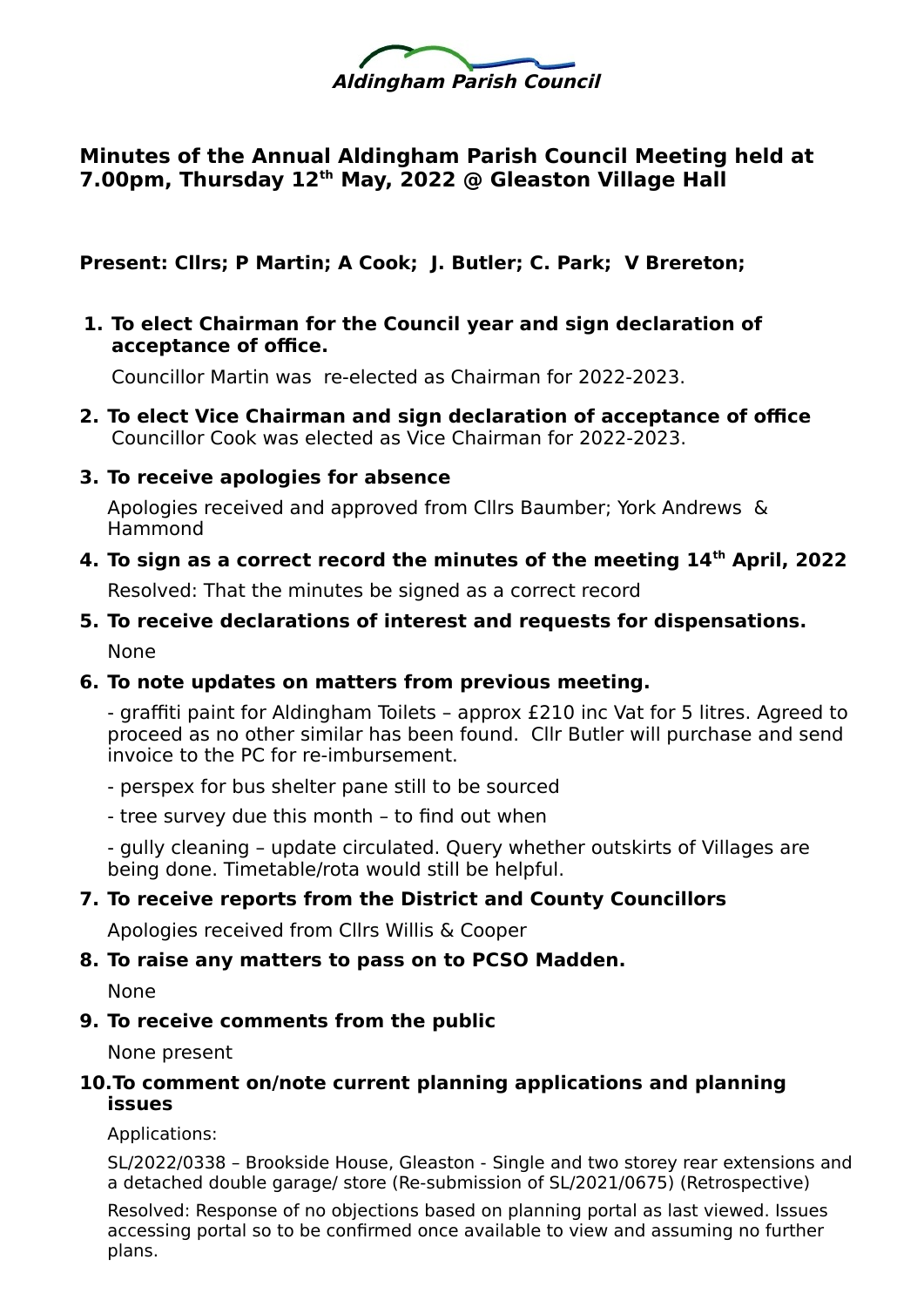***Aldingham Parish Council***

# Minutes of the Annual Aldingham Parish Council Meeting held at 7.00pm, Thursday 12th May, 2022 @ Gleaston Village Hall

**Present: Cllrs; P Martin; A Cook; J. Butler; C. Park; V Brereton;**

1. **To elect Chairman for the Council year and sign declaration of acceptance of office.**

   Councillor Martin was re-elected as Chairman for 2022-2023.

2. **To elect Vice Chairman and sign declaration of acceptance of office**

   Councillor Cook was elected as Vice Chairman for 2022-2023.

3. **To receive apologies for absence**

   Apologies received and approved from Cllrs Baumber; York Andrews & Hammond

4. **To sign as a correct record the minutes of the meeting 14th April, 2022**

   Resolved: That the minutes be signed as a correct record

5. **To receive declarations of interest and requests for dispensations.**

   None

6. **To note updates on matters from previous meeting.**

   - graffiti paint for Aldingham Toilets – approx £210 inc Vat for 5 litres. Agreed to proceed as no other similar has been found. Cllr Butler will purchase and send invoice to the PC for re-imbursement.

   - perspex for bus shelter pane still to be sourced

   - tree survey due this month – to find out when

   - gully cleaning – update circulated. Query whether outskirts of Villages are being done. Timetable/rota would still be helpful.

7. **To receive reports from the District and County Councillors**

   Apologies received from Cllrs Willis & Cooper

8. **To raise any matters to pass on to PCSO Madden.**

   None

9. **To receive comments from the public**

   None present

10. **To comment on/note current planning applications and planning issues**

    Applications:

    SL/2022/0338 – Brookside House, Gleaston - Single and two storey rear extensions and a detached double garage/ store (Re-submission of SL/2021/0675) (Retrospective)

    Resolved: Response of no objections based on planning portal as last viewed. Issues accessing portal so to be confirmed once available to view and assuming no further plans.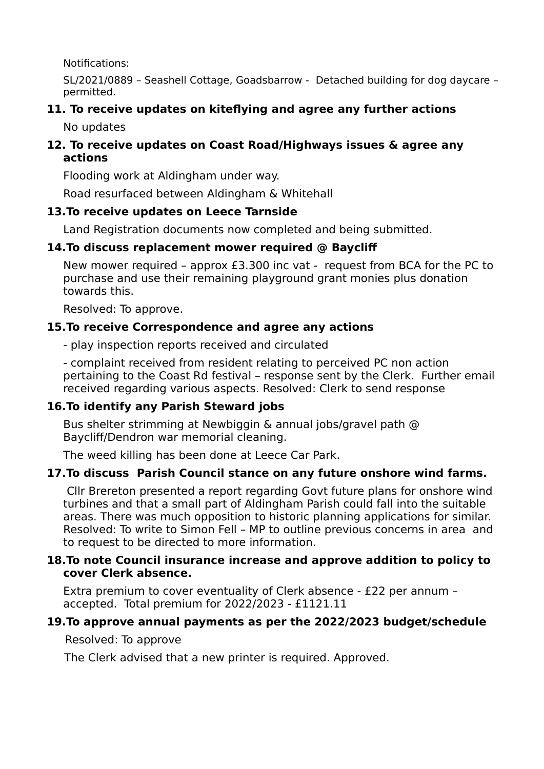Notifications:

SL/2021/0889 – Seashell Cottage, Goadsbarrow - Detached building for dog daycare – permitted.

### 11. To receive updates on kiteflying and agree any further actions

No updates

### 12. To receive updates on Coast Road/Highways issues & agree any actions

Flooding work at Aldingham under way.

Road resurfaced between Aldingham & Whitehall

### 13. To receive updates on Leece Tarnside

Land Registration documents now completed and being submitted.

### 14. To discuss replacement mower required @ Baycliff

New mower required – approx £3.300 inc vat - request from BCA for the PC to purchase and use their remaining playground grant monies plus donation towards this.

Resolved: To approve.

### 15. To receive Correspondence and agree any actions

- play inspection reports received and circulated

- complaint received from resident relating to perceived PC non action pertaining to the Coast Rd festival – response sent by the Clerk. Further email received regarding various aspects. Resolved: Clerk to send response

### 16. To identify any Parish Steward jobs

Bus shelter strimming at Newbiggin & annual jobs/gravel path @ Baycliff/Dendron war memorial cleaning.

The weed killing has been done at Leece Car Park.

### 17. To discuss Parish Council stance on any future onshore wind farms.

Cllr Brereton presented a report regarding Govt future plans for onshore wind turbines and that a small part of Aldingham Parish could fall into the suitable areas. There was much opposition to historic planning applications for similar. Resolved: To write to Simon Fell – MP to outline previous concerns in area and to request to be directed to more information.

### 18. To note Council insurance increase and approve addition to policy to cover Clerk absence.

Extra premium to cover eventuality of Clerk absence - £22 per annum – accepted. Total premium for 2022/2023 - £1121.11

### 19. To approve annual payments as per the 2022/2023 budget/schedule

Resolved: To approve

The Clerk advised that a new printer is required. Approved.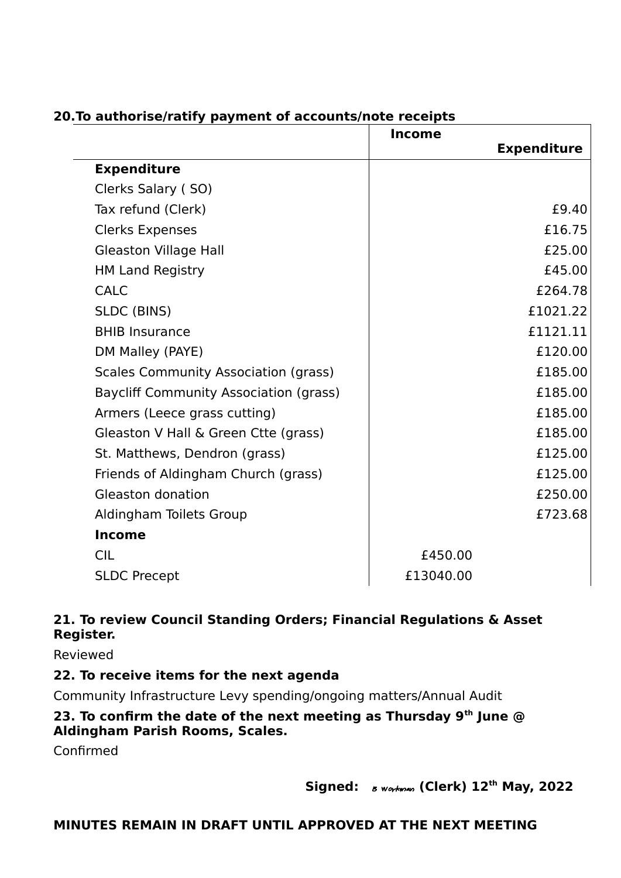**20.To authorise/ratify payment of accounts/note receipts**

| | Income | Expenditure |
|---|---|---|
| **Expenditure** | | |
| Clerks Salary ( SO) | | |
| Tax refund (Clerk) | | £9.40 |
| Clerks Expenses | | £16.75 |
| Gleaston Village Hall | | £25.00 |
| HM Land Registry | | £45.00 |
| CALC | | £264.78 |
| SLDC (BINS) | | £1021.22 |
| BHIB Insurance | | £1121.11 |
| DM Malley (PAYE) | | £120.00 |
| Scales Community Association (grass) | | £185.00 |
| Baycliff Community Association (grass) | | £185.00 |
| Armers (Leece grass cutting) | | £185.00 |
| Gleaston V Hall & Green Ctte (grass) | | £185.00 |
| St. Matthews, Dendron (grass) | | £125.00 |
| Friends of Aldingham Church (grass) | | £125.00 |
| Gleaston donation | | £250.00 |
| Aldingham Toilets Group | | £723.68 |
| **Income** | | |
| CIL | £450.00 | |
| SLDC Precept | £13040.00 | |

**21. To review Council Standing Orders; Financial Regulations & Asset Register.**

Reviewed

**22. To receive items for the next agenda**

Community Infrastructure Levy spending/ongoing matters/Annual Audit

**23. To confirm the date of the next meeting as Thursday 9th June @ Aldingham Parish Rooms, Scales.**

Confirmed

**Signed:** B Workman **(Clerk) 12th May, 2022**

**MINUTES REMAIN IN DRAFT UNTIL APPROVED AT THE NEXT MEETING**